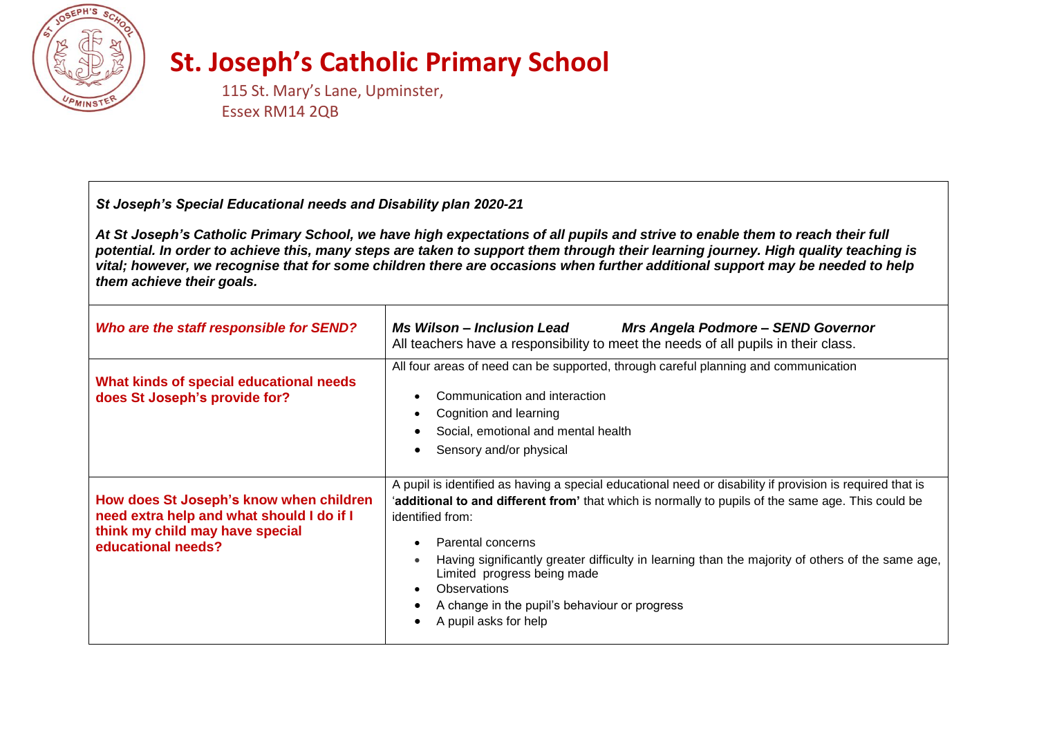# St. Joseph's Catholic Primary School

115 St. Mary's Lane, Upminster,
Essex RM14 2QB

***St Joseph's Special Educational needs and Disability plan 2020-21***

***At St Joseph's Catholic Primary School, we have high expectations of all pupils and strive to enable them to reach their full potential. In order to achieve this, many steps are taken to support them through their learning journey. High quality teaching is vital; however, we recognise that for some children there are occasions when further additional support may be needed to help them achieve their goals.***

| | |
|---|---|
| ***Who are the staff responsible for SEND?*** | ***Ms Wilson – Inclusion Lead*** ***Mrs Angela Podmore – SEND Governor*** <br> All teachers have a responsibility to meet the needs of all pupils in their class. |
| **What kinds of special educational needs does St Joseph's provide for?** | All four areas of need can be supported, through careful planning and communication <br> • Communication and interaction <br> • Cognition and learning <br> • Social, emotional and mental health <br> • Sensory and/or physical |
| **How does St Joseph's know when children need extra help and what should I do if I think my child may have special educational needs?** | A pupil is identified as having a special educational need or disability if provision is required that is '**additional to and different from'** that which is normally to pupils of the same age. This could be identified from: <br> • Parental concerns <br> • Having significantly greater difficulty in learning than the majority of others of the same age, Limited progress being made <br> • Observations <br> • A change in the pupil's behaviour or progress <br> • A pupil asks for help |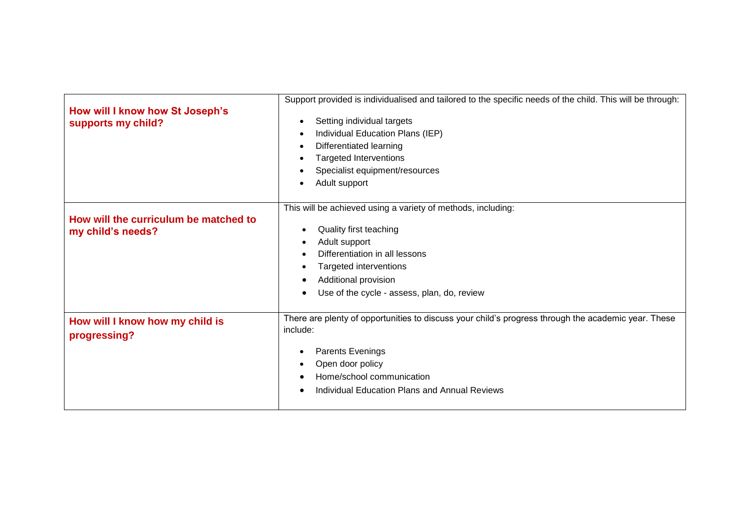| | |
|---|---|
| **How will I know how St Joseph's supports my child?** | Support provided is individualised and tailored to the specific needs of the child. This will be through:<br>• Setting individual targets<br>• Individual Education Plans (IEP)<br>• Differentiated learning<br>• Targeted Interventions<br>• Specialist equipment/resources<br>• Adult support |
| **How will the curriculum be matched to my child's needs?** | This will be achieved using a variety of methods, including:<br>• Quality first teaching<br>• Adult support<br>• Differentiation in all lessons<br>• Targeted interventions<br>• Additional provision<br>• Use of the cycle - assess, plan, do, review |
| **How will I know how my child is progressing?** | There are plenty of opportunities to discuss your child's progress through the academic year. These include:<br>• Parents Evenings<br>• Open door policy<br>• Home/school communication<br>• Individual Education Plans and Annual Reviews |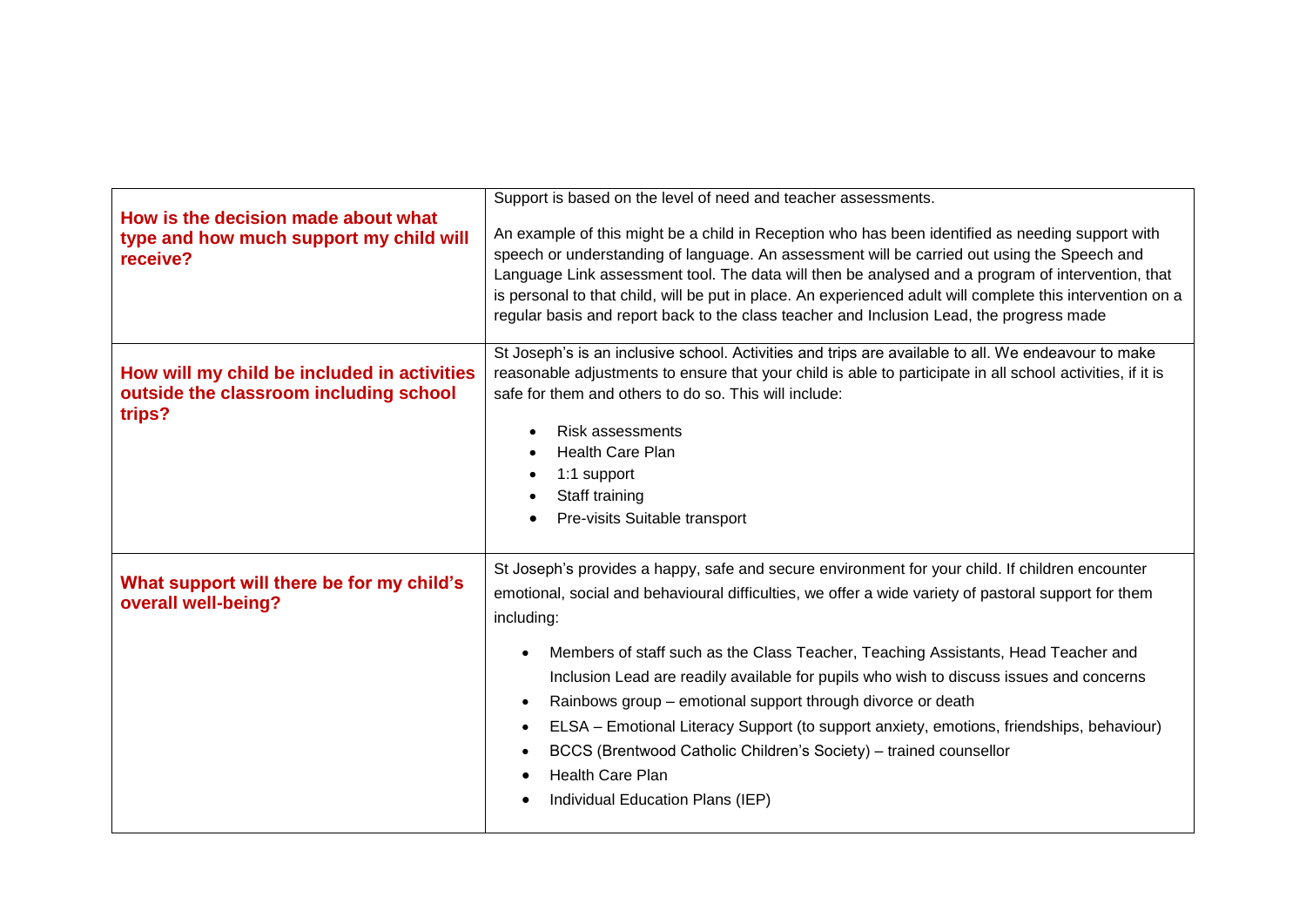| | |
|---|---|
| **How is the decision made about what type and how much support my child will receive?** | Support is based on the level of need and teacher assessments.<br><br>An example of this might be a child in Reception who has been identified as needing support with speech or understanding of language. An assessment will be carried out using the Speech and Language Link assessment tool. The data will then be analysed and a program of intervention, that is personal to that child, will be put in place. An experienced adult will complete this intervention on a regular basis and report back to the class teacher and Inclusion Lead, the progress made |
| **How will my child be included in activities outside the classroom including school trips?** | St Joseph's is an inclusive school. Activities and trips are available to all. We endeavour to make reasonable adjustments to ensure that your child is able to participate in all school activities, if it is safe for them and others to do so. This will include:<br><br>• Risk assessments<br>• Health Care Plan<br>• 1:1 support<br>• Staff training<br>• Pre-visits Suitable transport |
| **What support will there be for my child's overall well-being?** | St Joseph's provides a happy, safe and secure environment for your child. If children encounter emotional, social and behavioural difficulties, we offer a wide variety of pastoral support for them including:<br><br>• Members of staff such as the Class Teacher, Teaching Assistants, Head Teacher and Inclusion Lead are readily available for pupils who wish to discuss issues and concerns<br>• Rainbows group – emotional support through divorce or death<br>• ELSA – Emotional Literacy Support (to support anxiety, emotions, friendships, behaviour)<br>• BCCS (Brentwood Catholic Children's Society) – trained counsellor<br>• Health Care Plan<br>• Individual Education Plans (IEP) |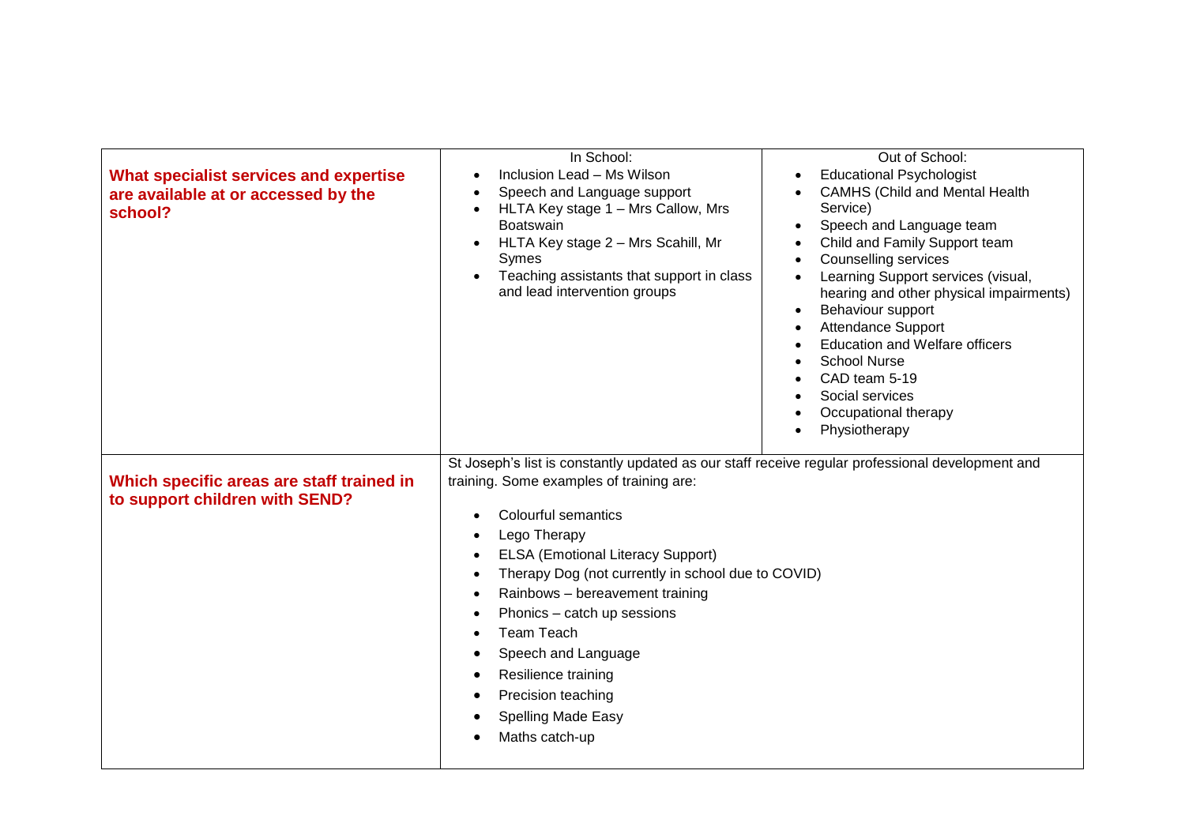| | | |
|---|---|---|
| **What specialist services and expertise are available at or accessed by the school?** | In School:<br>• Inclusion Lead – Ms Wilson<br>• Speech and Language support<br>• HLTA Key stage 1 – Mrs Callow, Mrs Boatswain<br>• HLTA Key stage 2 – Mrs Scahill, Mr Symes<br>• Teaching assistants that support in class and lead intervention groups | Out of School:<br>• Educational Psychologist<br>• CAMHS (Child and Mental Health Service)<br>• Speech and Language team<br>• Child and Family Support team<br>• Counselling services<br>• Learning Support services (visual, hearing and other physical impairments)<br>• Behaviour support<br>• Attendance Support<br>• Education and Welfare officers<br>• School Nurse<br>• CAD team 5-19<br>• Social services<br>• Occupational therapy<br>• Physiotherapy |
| **Which specific areas are staff trained in to support children with SEND?** | St Joseph's list is constantly updated as our staff receive regular professional development and training. Some examples of training are:<br><br>• Colourful semantics<br>• Lego Therapy<br>• ELSA (Emotional Literacy Support)<br>• Therapy Dog (not currently in school due to COVID)<br>• Rainbows – bereavement training<br>• Phonics – catch up sessions<br>• Team Teach<br>• Speech and Language<br>• Resilience training<br>• Precision teaching<br>• Spelling Made Easy<br>• Maths catch-up | |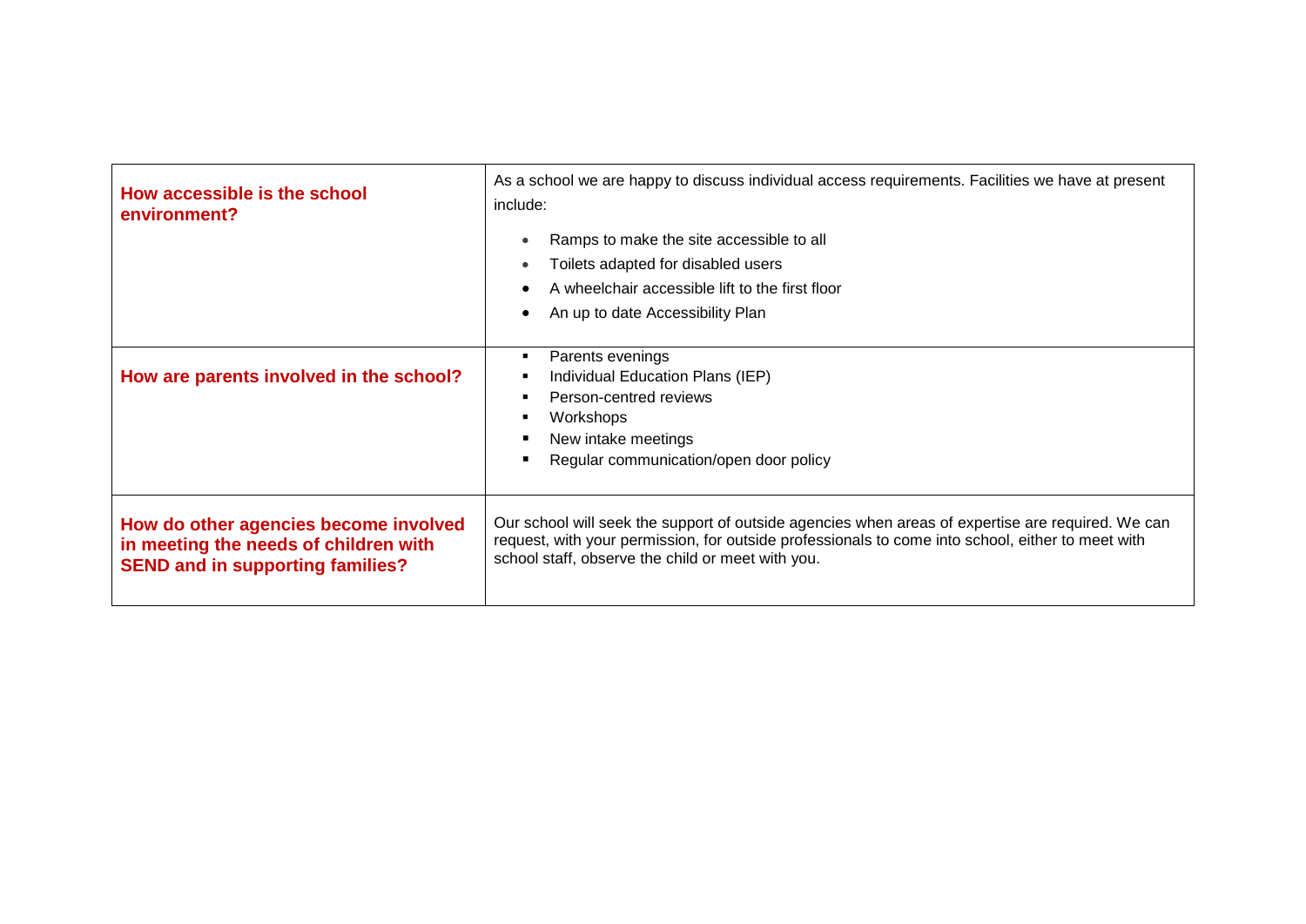| | |
|---|---|
| **How accessible is the school environment?** | As a school we are happy to discuss individual access requirements. Facilities we have at present include:<br>• Ramps to make the site accessible to all<br>• Toilets adapted for disabled users<br>• A wheelchair accessible lift to the first floor<br>• An up to date Accessibility Plan |
| **How are parents involved in the school?** | ▪ Parents evenings<br>▪ Individual Education Plans (IEP)<br>▪ Person-centred reviews<br>▪ Workshops<br>▪ New intake meetings<br>▪ Regular communication/open door policy |
| **How do other agencies become involved in meeting the needs of children with SEND and in supporting families?** | Our school will seek the support of outside agencies when areas of expertise are required. We can request, with your permission, for outside professionals to come into school, either to meet with school staff, observe the child or meet with you. |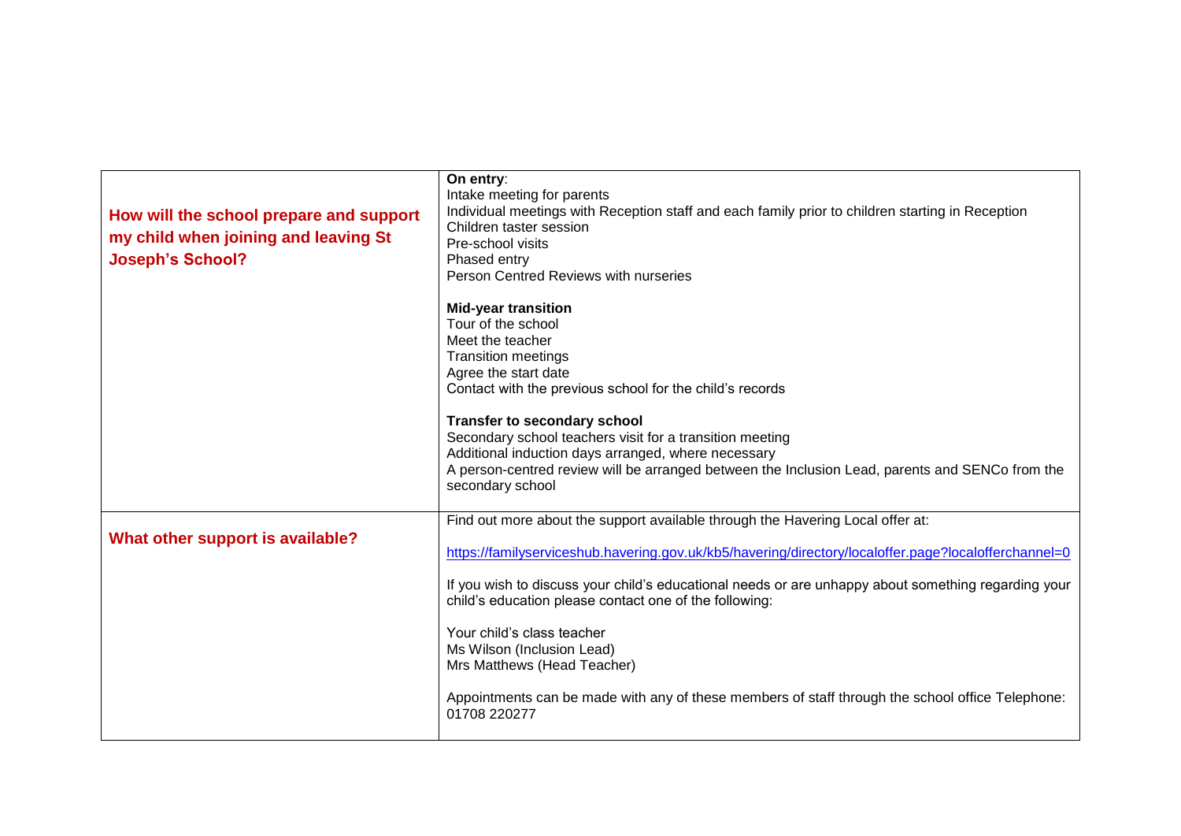| | |
|---|---|
| **How will the school prepare and support my child when joining and leaving St Joseph's School?** | **On entry**:<br>Intake meeting for parents<br>Individual meetings with Reception staff and each family prior to children starting in Reception<br>Children taster session<br>Pre-school visits<br>Phased entry<br>Person Centred Reviews with nurseries<br><br>**Mid-year transition**<br>Tour of the school<br>Meet the teacher<br>Transition meetings<br>Agree the start date<br>Contact with the previous school for the child's records<br><br>**Transfer to secondary school**<br>Secondary school teachers visit for a transition meeting<br>Additional induction days arranged, where necessary<br>A person-centred review will be arranged between the Inclusion Lead, parents and SENCo from the secondary school |
| **What other support is available?** | Find out more about the support available through the Havering Local offer at:<br><br>https://familyserviceshub.havering.gov.uk/kb5/havering/directory/localoffer.page?localofferchannel=0<br><br>If you wish to discuss your child's educational needs or are unhappy about something regarding your child's education please contact one of the following:<br><br>Your child's class teacher<br>Ms Wilson (Inclusion Lead)<br>Mrs Matthews (Head Teacher)<br><br>Appointments can be made with any of these members of staff through the school office Telephone: 01708 220277 |